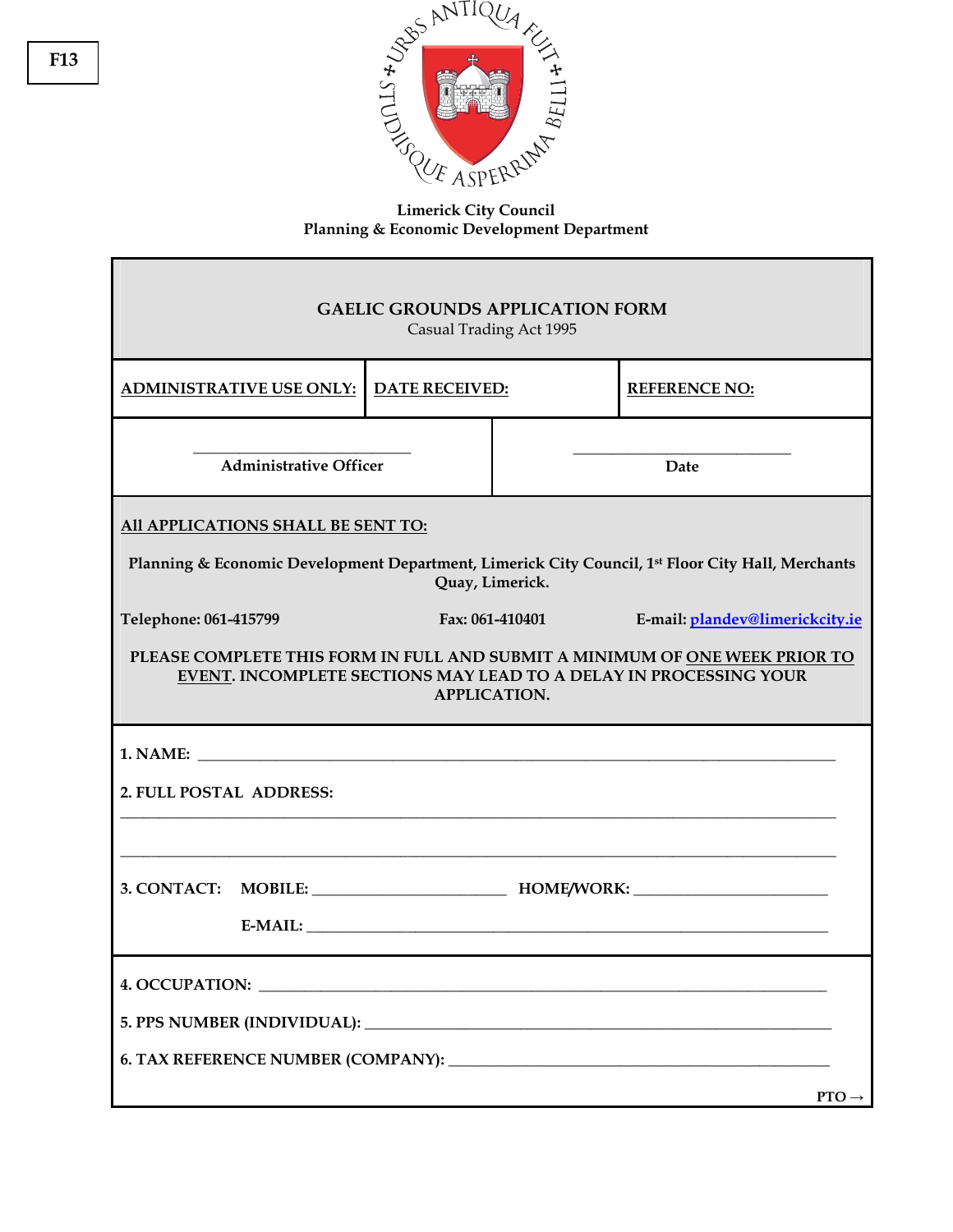F13

URBS ANTIQUA FUIT ✠ STUDIISQUE ASPERRIMA BELLI ✠

**Limerick City Council**
**Planning & Economic Development Department**

## GAELIC GROUNDS APPLICATION FORM

Casual Trading Act 1995

| **ADMINISTRATIVE USE ONLY:** | **DATE RECEIVED:** | **REFERENCE NO:** |
|---|---|---|

| ______________________ | ______________________ |
|---|---|
| Administrative Officer | Date |

**All APPLICATIONS SHALL BE SENT TO:**

**Planning & Economic Development Department, Limerick City Council, 1st Floor City Hall, Merchants Quay, Limerick.**

**Telephone: 061-415799** **Fax: 061-410401** **E-mail: plandev@limerickcity.ie**

**PLEASE COMPLETE THIS FORM IN FULL AND SUBMIT A MINIMUM OF ONE WEEK PRIOR TO EVENT. INCOMPLETE SECTIONS MAY LEAD TO A DELAY IN PROCESSING YOUR APPLICATION.**

**1. NAME:** ______________________________________________

**2. FULL POSTAL ADDRESS:**

______________________________________________

______________________________________________

**3. CONTACT:** **MOBILE:** ____________________ **HOME/WORK:** ____________________

**E-MAIL:** ______________________________________________

**4. OCCUPATION:** ______________________________________________

**5. PPS NUMBER (INDIVIDUAL):** ______________________________________________

**6. TAX REFERENCE NUMBER (COMPANY):** ______________________________________________

**PTO →**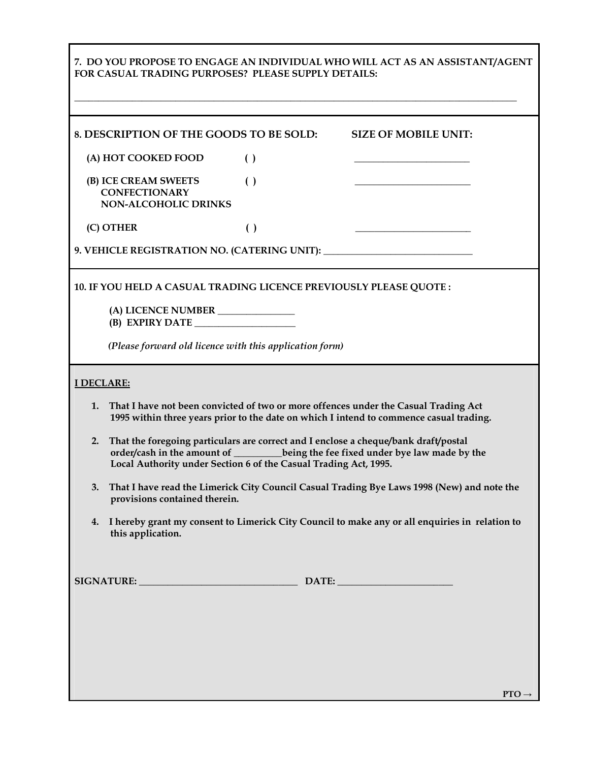**7. DO YOU PROPOSE TO ENGAGE AN INDIVIDUAL WHO WILL ACT AS AN ASSISTANT/AGENT FOR CASUAL TRADING PURPOSES? PLEASE SUPPLY DETAILS:**

\_\_\_\_\_\_\_\_\_\_\_\_\_\_\_\_\_\_\_\_\_\_\_\_\_\_\_\_\_\_\_\_\_\_\_\_\_\_\_\_\_\_\_\_\_\_\_\_\_\_\_\_\_\_\_\_\_\_\_\_\_\_\_\_\_\_\_\_\_\_\_\_\_\_\_\_\_\_

| **8. DESCRIPTION OF THE GOODS TO BE SOLD:** | | **SIZE OF MOBILE UNIT:** |
|---|---|---|
| **(A) HOT COOKED FOOD** | **( )** | \_\_\_\_\_\_\_\_\_\_\_\_\_\_\_\_\_\_\_\_ |
| **(B) ICE CREAM SWEETS CONFECTIONARY NON-ALCOHOLIC DRINKS** | **( )** | \_\_\_\_\_\_\_\_\_\_\_\_\_\_\_\_\_\_\_\_ |
| **(C) OTHER** | **( )** | \_\_\_\_\_\_\_\_\_\_\_\_\_\_\_\_\_\_\_\_ |

**9. VEHICLE REGISTRATION NO. (CATERING UNIT):** \_\_\_\_\_\_\_\_\_\_\_\_\_\_\_\_\_\_\_\_\_\_\_\_\_\_\_\_

**10. IF YOU HELD A CASUAL TRADING LICENCE PREVIOUSLY PLEASE QUOTE :**

**(A) LICENCE NUMBER** \_\_\_\_\_\_\_\_\_\_\_\_\_\_\_\_
**(B) EXPIRY DATE** \_\_\_\_\_\_\_\_\_\_\_\_\_\_\_\_\_\_\_\_

*(Please forward old licence with this application form)*

**I DECLARE:**

1. **That I have not been convicted of two or more offences under the Casual Trading Act 1995 within three years prior to the date on which I intend to commence casual trading.**
2. **That the foregoing particulars are correct and I enclose a cheque/bank draft/postal order/cash in the amount of \_\_\_\_\_\_\_\_\_\_being the fee fixed under bye law made by the Local Authority under Section 6 of the Casual Trading Act, 1995.**
3. **That I have read the Limerick City Council Casual Trading Bye Laws 1998 (New) and note the provisions contained therein.**
4. **I hereby grant my consent to Limerick City Council to make any or all enquiries in relation to this application.**

**SIGNATURE:** \_\_\_\_\_\_\_\_\_\_\_\_\_\_\_\_\_\_\_\_\_\_\_\_\_\_\_\_\_\_ **DATE:** \_\_\_\_\_\_\_\_\_\_\_\_\_\_\_\_\_\_\_\_\_\_

**PTO →**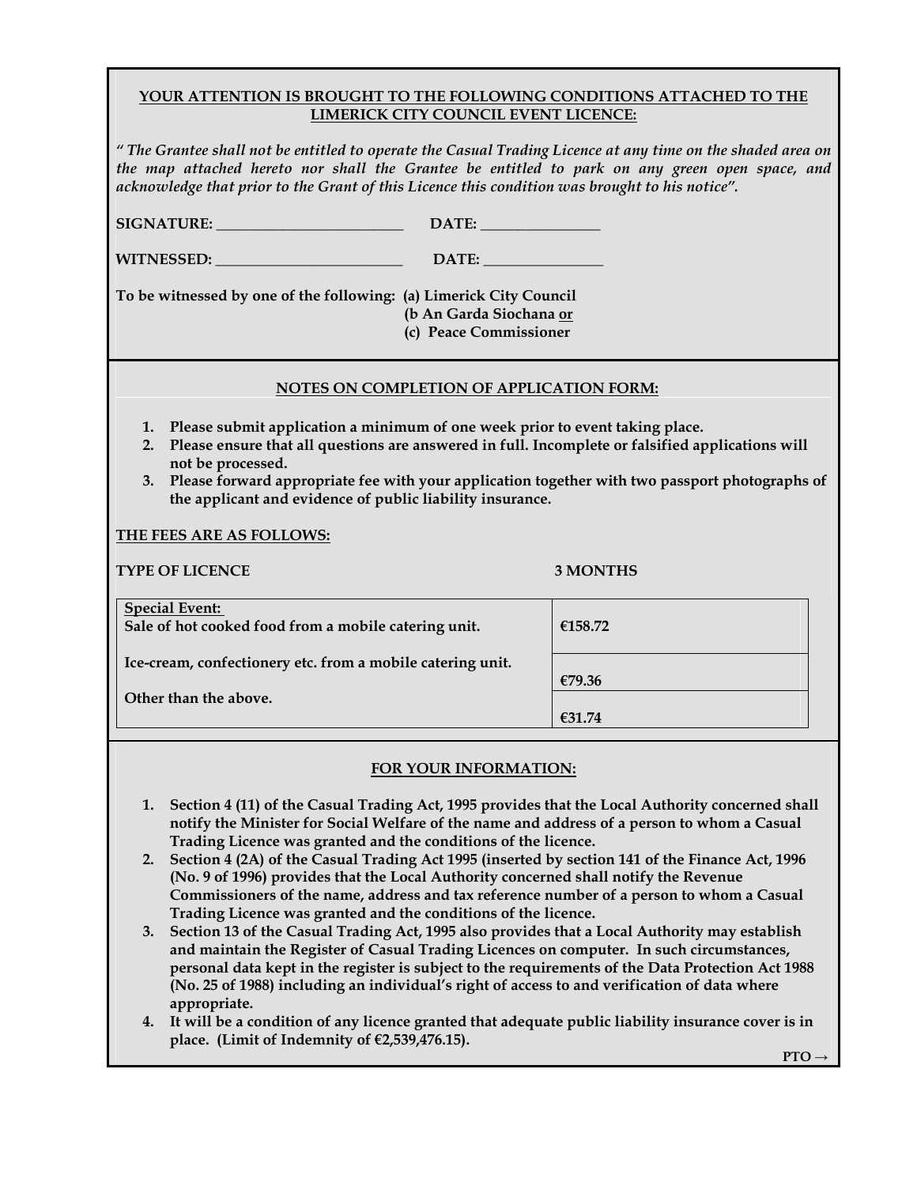**YOUR ATTENTION IS BROUGHT TO THE FOLLOWING CONDITIONS ATTACHED TO THE LIMERICK CITY COUNCIL EVENT LICENCE:**

***" The Grantee shall not be entitled to operate the Casual Trading Licence at any time on the shaded area on the map attached hereto nor shall the Grantee be entitled to park on any green open space, and acknowledge that prior to the Grant of this Licence this condition was brought to his notice".***

**SIGNATURE: ________________________ DATE: _______________**

**WITNESSED: ________________________ DATE: _______________**

**To be witnessed by one of the following: (a) Limerick City Council**
**(b An Garda Siochana or**
**(c) Peace Commissioner**

**NOTES ON COMPLETION OF APPLICATION FORM:**

1. **Please submit application a minimum of one week prior to event taking place.**
2. **Please ensure that all questions are answered in full. Incomplete or falsified applications will not be processed.**
3. **Please forward appropriate fee with your application together with two passport photographs of the applicant and evidence of public liability insurance.**

**THE FEES ARE AS FOLLOWS:**

| **TYPE OF LICENCE** | **3 MONTHS** |
| --- | --- |
| **Special Event:** **Sale of hot cooked food from a mobile catering unit.** | **€158.72** |
| **Ice-cream, confectionery etc. from a mobile catering unit.** | **€79.36** |
| **Other than the above.** | **€31.74** |

**FOR YOUR INFORMATION:**

1. **Section 4 (11) of the Casual Trading Act, 1995 provides that the Local Authority concerned shall notify the Minister for Social Welfare of the name and address of a person to whom a Casual Trading Licence was granted and the conditions of the licence.**
2. **Section 4 (2A) of the Casual Trading Act 1995 (inserted by section 141 of the Finance Act, 1996 (No. 9 of 1996) provides that the Local Authority concerned shall notify the Revenue Commissioners of the name, address and tax reference number of a person to whom a Casual Trading Licence was granted and the conditions of the licence.**
3. **Section 13 of the Casual Trading Act, 1995 also provides that a Local Authority may establish and maintain the Register of Casual Trading Licences on computer. In such circumstances, personal data kept in the register is subject to the requirements of the Data Protection Act 1988 (No. 25 of 1988) including an individual's right of access to and verification of data where appropriate.**
4. **It will be a condition of any licence granted that adequate public liability insurance cover is in place. (Limit of Indemnity of €2,539,476.15).**

**PTO →**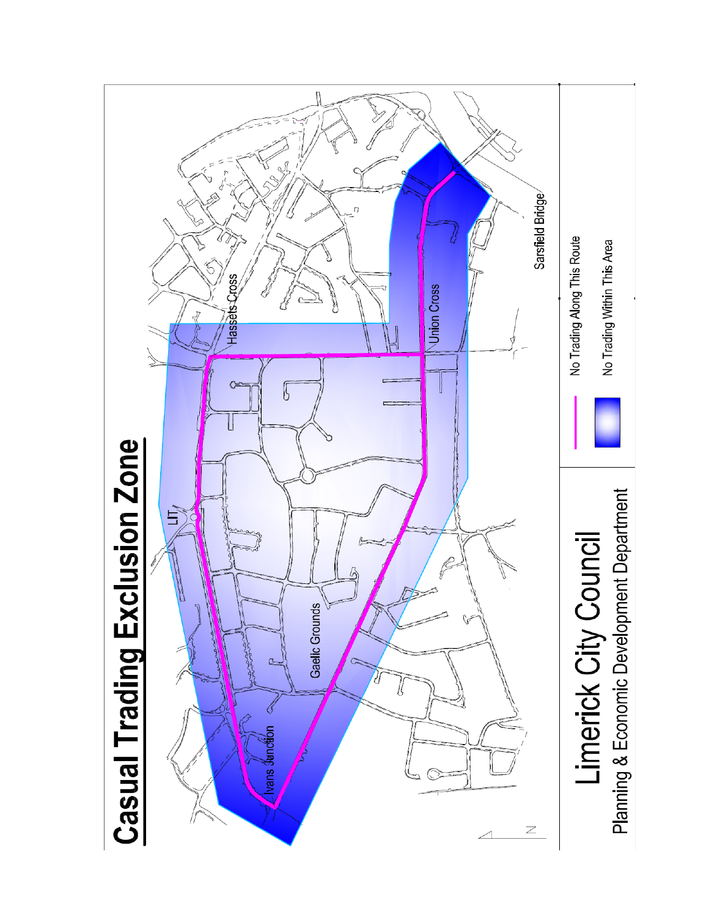# Casual Trading Exclusion Zone

LIT

Hassets Cross

Union Cross

Sarsfield Bridge

Gaelic Grounds

Ivans Junction

N

No Trading Along This Route

No Trading Within This Area

Limerick City Council

Planning & Economic Development Department